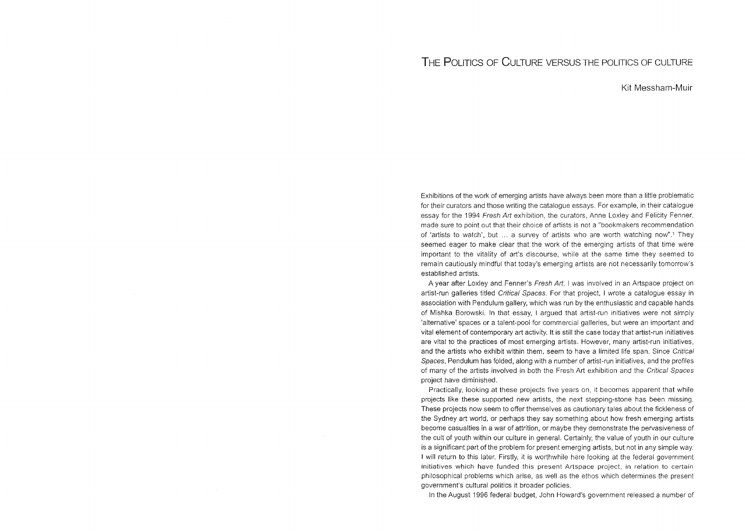# The Politics of Culture versus the politics of culture

Kit Messham-Muir

Exhibitions of the work of emerging artists have always been more than a little problematic for their curators and those writing the catalogue essays. For example, in their catalogue essay for the 1994 *Fresh Art* exhibition, the curators, Anne Loxley and Felicity Fenner, made sure to point out that their choice of artists is not a "bookmakers recommendation of 'artists to watch', but ... a survey of artists who are worth watching now".[1] They seemed eager to make clear that the work of the emerging artists of that time were important to the vitality of art's discourse, while at the same time they seemed to remain cautiously mindful that today's emerging artists are not necessarily tomorrow's established artists.

A year after Loxley and Fenner's *Fresh Art*, I was involved in an Artspace project on artist-run galleries titled *Critical Spaces*. For that project, I wrote a catalogue essay in association with Pendulum gallery, which was run by the enthusiastic and capable hands of Mishka Borowski. In that essay, I argued that artist-run initiatives were not simply 'alternative' spaces or a talent-pool for commercial galleries, but were an important and vital element of contemporary art activity. It is still the case today that artist-run initiatives are vital to the practices of most emerging artists. However, many artist-run initiatives, and the artists who exhibit within them, seem to have a limited life span. Since *Critical Spaces*, Pendulum has folded, along with a number of artist-run initiatives, and the profiles of many of the artists involved in both the Fresh Art exhibition and the *Critical Spaces* project have diminished.

Practically, looking at these projects five years on, it becomes apparent that while projects like these supported new artists, the next stepping-stone has been missing. These projects now seem to offer themselves as cautionary tales about the fickleness of the Sydney art world, or perhaps they say something about how fresh emerging artists become casualties in a war of attrition, or maybe they demonstrate the pervasiveness of the cult of youth within our culture in general. Certainly, the value of youth in our culture is a significant part of the problem for present emerging artists, but not in any simple way. I will return to this later. Firstly, it is worthwhile here looking at the federal government initiatives which have funded this present Artspace project, in relation to certain philosophical problems which arise, as well as the ethos which determines the present government's cultural politics it broader policies.

In the August 1996 federal budget, John Howard's government released a number of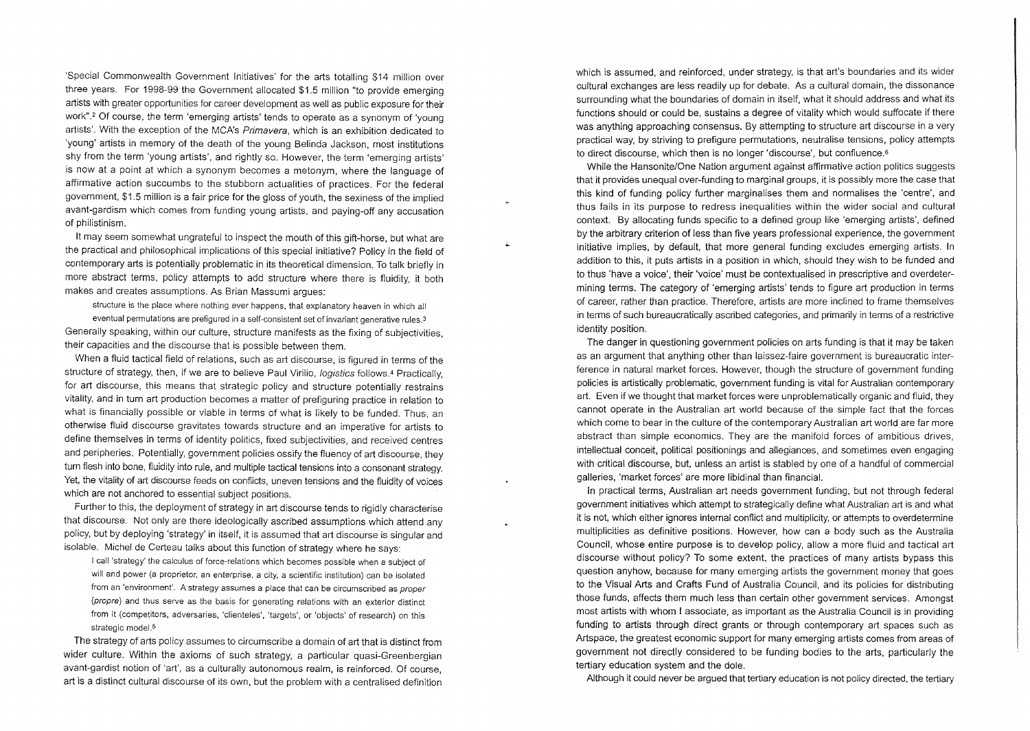'Special Commonwealth Government Initiatives' for the arts totalling $14 million over three years. For 1998-99 the Government allocated $1.5 million "to provide emerging artists with greater opportunities for career development as well as public exposure for their work".[2] Of course, the term 'emerging artists' tends to operate as a synonym of 'young artists'. With the exception of the MCA's *Primavera*, which is an exhibition dedicated to 'young' artists in memory of the death of the young Belinda Jackson, most institutions shy from the term 'young artists', and rightly so. However, the term 'emerging artists' is now at a point at which a synonym becomes a metonym, where the language of affirmative action succumbs to the stubborn actualities of practices. For the federal government, $1.5 million is a fair price for the gloss of youth, the sexiness of the implied avant-gardism which comes from funding young artists, and paying-off any accusation of philistinism.

It may seem somewhat ungrateful to inspect the mouth of this gift-horse, but what are the practical and philosophical implications of this special initiative? Policy in the field of contemporary arts is potentially problematic in its theoretical dimension. To talk briefly in more abstract terms, policy attempts to add structure where there is fluidity, it both makes and creates assumptions. As Brian Massumi argues:

> structure is the place where nothing ever happens, that explanatory heaven in which all eventual permutations are prefigured in a self-consistent set of invariant generative rules.[3]

Generally speaking, within our culture, structure manifests as the fixing of subjectivities, their capacities and the discourse that is possible between them.

When a fluid tactical field of relations, such as art discourse, is figured in terms of the structure of strategy, then, if we are to believe Paul Virilio, *logistics* follows.[4] Practically, for art discourse, this means that strategic policy and structure potentially restrains vitality, and in turn art production becomes a matter of prefiguring practice in relation to what is financially possible or viable in terms of what is likely to be funded. Thus, an otherwise fluid discourse gravitates towards structure and an imperative for artists to define themselves in terms of identity politics, fixed subjectivities, and received centres and peripheries. Potentially, government policies ossify the fluency of art discourse, they turn flesh into bone, fluidity into rule, and multiple tactical tensions into a consonant strategy. Yet, the vitality of art discourse feeds on conflicts, uneven tensions and the fluidity of voices which are not anchored to essential subject positions.

Further to this, the deployment of strategy in art discourse tends to rigidly characterise that discourse. Not only are there ideologically ascribed assumptions which attend any policy, but by deploying 'strategy' in itself, it is assumed that art discourse is singular and isolable. Michel de Certeau talks about this function of strategy where he says:

> I call 'strategy' the calculus of force-relations which becomes possible when a subject of will and power (a proprietor, an enterprise, a city, a scientific institution) can be isolated from an 'environment'. A strategy assumes a place that can be circumscribed as *proper* (*propre*) and thus serve as the basis for generating relations with an exterior distinct from it (competitors, adversaries, 'clienteles', 'targets', or 'objects' of research) on this strategic model.[5]

The strategy of arts policy assumes to circumscribe a domain of art that is distinct from wider culture. Within the axioms of such strategy, a particular quasi-Greenbergian avant-gardist notion of 'art', as a culturally autonomous realm, is reinforced. Of course, art is a distinct cultural discourse of its own, but the problem with a centralised definition which is assumed, and reinforced, under strategy, is that art's boundaries and its wider cultural exchanges are less readily up for debate. As a cultural domain, the dissonance surrounding what the boundaries of domain in itself, what it should address and what its functions should or could be, sustains a degree of vitality which would suffocate if there was anything approaching consensus. By attempting to structure art discourse in a very practical way, by striving to prefigure permutations, neutralise tensions, policy attempts to direct discourse, which then is no longer 'discourse', but confluence.[6]

While the Hansonite/One Nation argument against affirmative action politics suggests that it provides unequal over-funding to marginal groups, it is possibly more the case that this kind of funding policy further marginalises them and normalises the 'centre', and thus fails in its purpose to redress inequalities within the wider social and cultural context. By allocating funds specific to a defined group like 'emerging artists', defined by the arbitrary criterion of less than five years professional experience, the government initiative implies, by default, that more general funding excludes emerging artists. In addition to this, it puts artists in a position in which, should they wish to be funded and to thus 'have a voice', their 'voice' must be contextualised in prescriptive and overdetermining terms. The category of 'emerging artists' tends to figure art production in terms of career, rather than practice. Therefore, artists are more inclined to frame themselves in terms of such bureaucratically ascribed categories, and primarily in terms of a restrictive identity position.

The danger in questioning government policies on arts funding is that it may be taken as an argument that anything other than laissez-faire government is bureaucratic interference in natural market forces. However, though the structure of government funding policies is artistically problematic, government funding is vital for Australian contemporary art. Even if we thought that market forces were unproblematically organic and fluid, they cannot operate in the Australian art world because of the simple fact that the forces which come to bear in the culture of the contemporary Australian art world are far more abstract than simple economics. They are the manifold forces of ambitious drives, intellectual conceit, political positionings and allegiances, and sometimes even engaging with critical discourse, but, unless an artist is stabled by one of a handful of commercial galleries, 'market forces' are more libidinal than financial.

In practical terms, Australian art needs government funding, but not through federal government initiatives which attempt to strategically define what Australian art is and what it is not, which either ignores internal conflict and multiplicity, or attempts to overdetermine multiplicities as definitive positions. However, how can a body such as the Australia Council, whose entire purpose is to develop policy, allow a more fluid and tactical art discourse without policy? To some extent, the practices of many artists bypass this question anyhow, because for many emerging artists the government money that goes to the Visual Arts and Crafts Fund of Australia Council, and its policies for distributing those funds, affects them much less than certain other government services. Amongst most artists with whom I associate, as important as the Australia Council is in providing funding to artists through direct grants or through contemporary art spaces such as Artspace, the greatest economic support for many emerging artists comes from areas of government not directly considered to be funding bodies to the arts, particularly the tertiary education system and the dole.

Although it could never be argued that tertiary education is not policy directed, the tertiary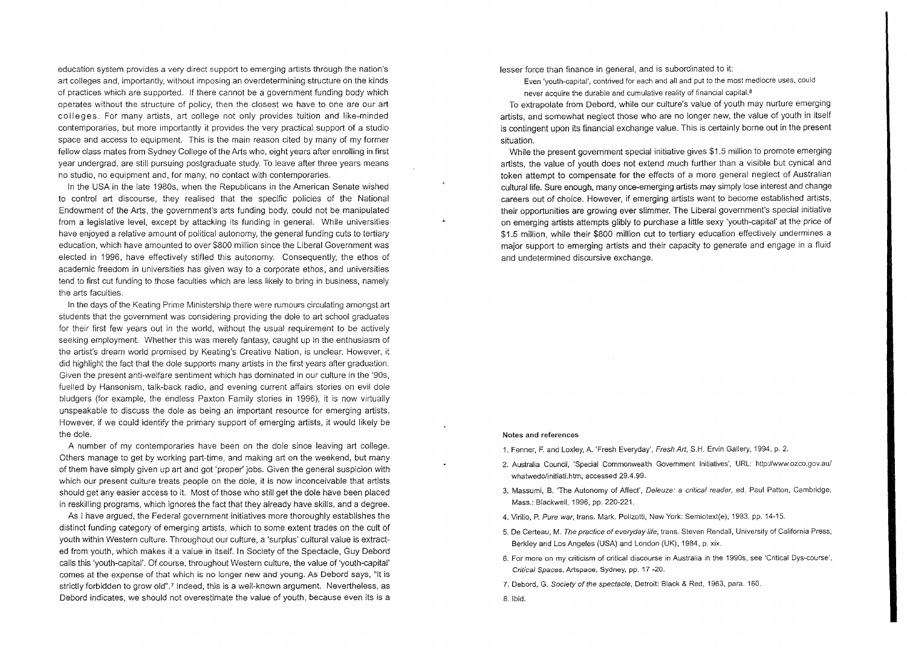education system provides a very direct support to emerging artists through the nation's art colleges and, importantly, without imposing an overdetermining structure on the kinds of practices which are supported. If there cannot be a government funding body which operates without the structure of policy, then the closest we have to one are our art colleges. For many artists, art college not only provides tuition and like-minded contemporaries, but more importantly it provides the very practical support of a studio space and access to equipment. This is the main reason cited by many of my former fellow class mates from Sydney College of the Arts who, eight years after enrolling in first year undergrad, are still pursuing postgraduate study. To leave after three years means no studio, no equipment and, for many, no contact with contemporaries.

In the USA in the late 1980s, when the Republicans in the American Senate wished to control art discourse, they realised that the specific policies of the National Endowment of the Arts, the government's arts funding body, could not be manipulated from a legislative level, except by attacking its funding in general. While universities have enjoyed a relative amount of political autonomy, the general funding cuts to tertiary education, which have amounted to over $800 million since the Liberal Government was elected in 1996, have effectively stifled this autonomy. Consequently, the ethos of academic freedom in universities has given way to a corporate ethos, and universities tend to first cut funding to those faculties which are less likely to bring in business, namely the arts faculties.

In the days of the Keating Prime Ministership there were rumours circulating amongst art students that the government was considering providing the dole to art school graduates for their first few years out in the world, without the usual requirement to be actively seeking employment. Whether this was merely fantasy, caught up in the enthusiasm of the artist's dream world promised by Keating's Creative Nation, is unclear. However, it did highlight the fact that the dole supports many artists in the first years after graduation. Given the present anti-welfare sentiment which has dominated in our culture in the '90s, fuelled by Hansonism, talk-back radio, and evening current affairs stories on evil dole bludgers (for example, the endless Paxton Family stories in 1996), it is now virtually unspeakable to discuss the dole as being an important resource for emerging artists. However, if we could identify the primary support of emerging artists, it would likely be the dole.

A number of my contemporaries have been on the dole since leaving art college. Others manage to get by working part-time, and making art on the weekend, but many of them have simply given up art and got 'proper' jobs. Given the general suspicion with which our present culture treats people on the dole, it is now inconceivable that artists should get any easier access to it. Most of those who still get the dole have been placed in reskilling programs, which ignores the fact that they already have skills, and a degree.

As I have argued, the Federal government initiatives more thoroughly establishes the distinct funding category of emerging artists, which to some extent trades on the cult of youth within Western culture. Throughout our culture, a 'surplus' cultural value is extracted from youth, which makes it a value in itself. In Society of the Spectacle, Guy Debord calls this 'youth-capital'. Of course, throughout Western culture, the value of 'youth-capital' comes at the expense of that which is no longer new and young. As Debord says, "it is strictly forbidden to grow old".[7] Indeed, this is a well-known argument. Nevertheless, as Debord indicates, we should not overestimate the value of youth, because even its is a lesser force than finance in general, and is subordinated to it:

> Even 'youth-capital', contrived for each and all and put to the most mediocre uses, could never acquire the durable and cumulative reality of financial capital.[8]

To extrapolate from Debord, while our culture's value of youth may nurture emerging artists, and somewhat neglect those who are no longer new, the value of youth in itself is contingent upon its financial exchange value. This is certainly borne out in the present situation.

While the present government special initiative gives $1.5 million to promote emerging artists, the value of youth does not extend much further than a visible but cynical and token attempt to compensate for the effects of a more general neglect of Australian cultural life. Sure enough, many once-emerging artists may simply lose interest and change careers out of choice. However, if emerging artists want to become established artists, their opportunities are growing ever slimmer. The Liberal government's special initiative on emerging artists attempts glibly to purchase a little sexy 'youth-capital' at the price of $1.5 million, while their $800 million cut to tertiary education effectively undermines a major support to emerging artists and their capacity to generate and engage in a fluid and undetermined discursive exchange.

#### Notes and references

1. Fenner, F. and Loxley, A. 'Fresh Everyday', *Fresh Art*, S.H. Ervin Gallery, 1994, p. 2.
2. Australia Council, 'Special Commonwealth Government Initiatives', URL: http://www.ozco.gov.au/whatwedo/initiati.htm, accessed 29.4.99.
3. Massumi, B. 'The Autonomy of Affect', *Deleuze: a critical reader*, ed. Paul Patton, Cambridge, Mass.: Blackwell, 1996, pp. 220-221.
4. Virilio, P. *Pure war*, trans. Mark. Polizotti, New York: Semiotext(e), 1983, pp. 14-15.
5. De Certeau, M. *The practice of everyday life*, trans. Steven Rendall, University of California Press, Berkley and Los Angeles (USA) and London (UK), 1984, p. xix.
6. For more on my criticism of critical discourse in Australia in the 1990s, see 'Critical Dys-course', *Critical Spaces*, Artspace, Sydney, pp. 17 -20.
7. Debord, G. *Society of the spectacle*, Detroit: Black & Red, 1983, para. 160.
8. Ibid.